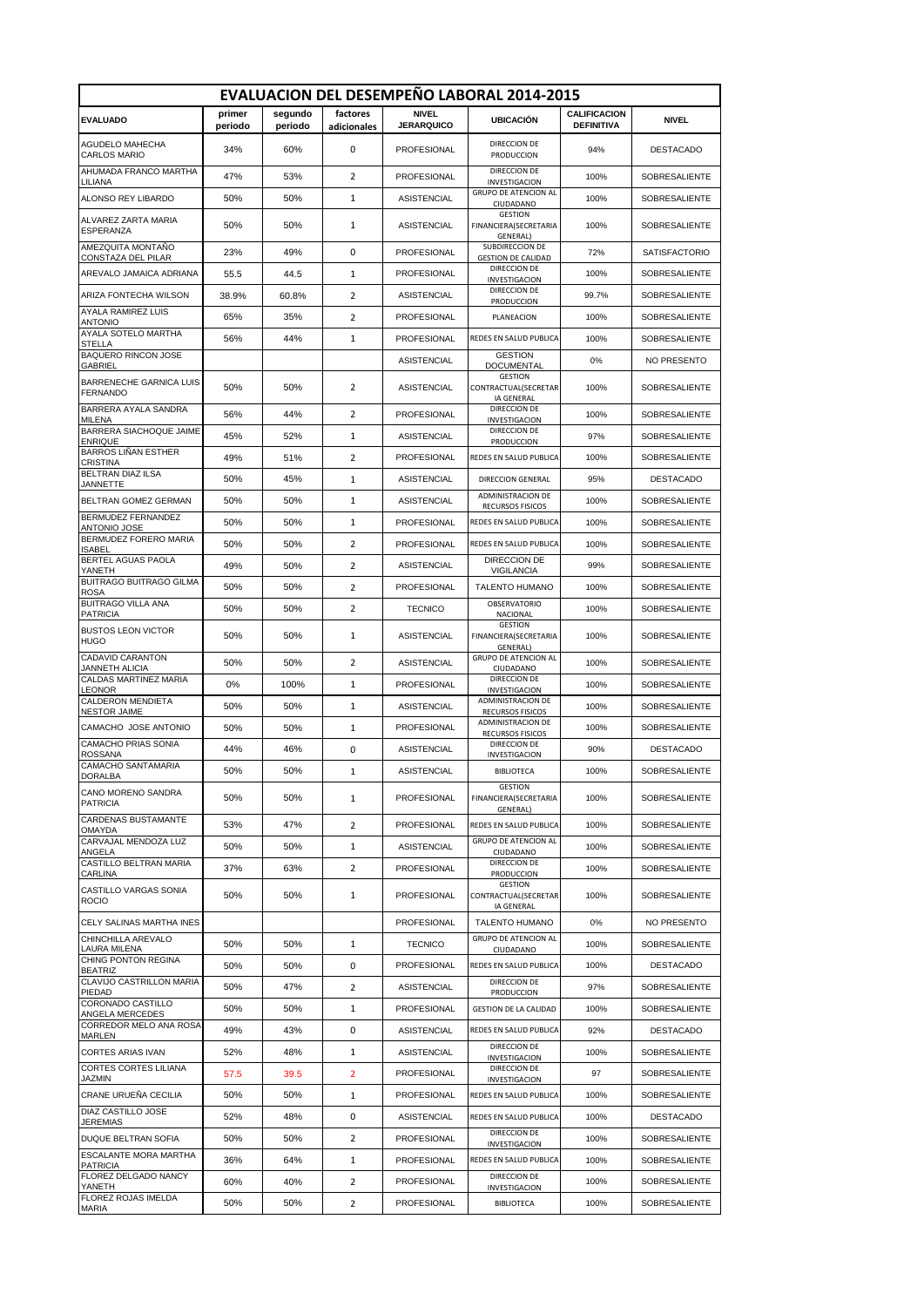# EVALUACION DEL DESEMPEÑO LABORAL 2014-2015

| EVALUADO | primer periodo | segundo periodo | factores adicionales | NIVEL JERARQUICO | UBICACIÓN | CALIFICACION DEFINITIVA | NIVEL |
|---|---|---|---|---|---|---|---|
| AGUDELO MAHECHA CARLOS MARIO | 34% | 60% | 0 | PROFESIONAL | DIRECCION DE PRODUCCION | 94% | DESTACADO |
| AHUMADA FRANCO MARTHA LILIANA | 47% | 53% | 2 | PROFESIONAL | DIRECCION DE INVESTIGACION | 100% | SOBRESALIENTE |
| ALONSO REY LIBARDO | 50% | 50% | 1 | ASISTENCIAL | GRUPO DE ATENCION AL CIUDADANO | 100% | SOBRESALIENTE |
| ALVAREZ ZARTA MARIA ESPERANZA | 50% | 50% | 1 | ASISTENCIAL | GESTION FINANCIERA(SECRETARIA GENERAL) | 100% | SOBRESALIENTE |
| AMEZQUITA MONTAÑO CONSTAZA DEL PILAR | 23% | 49% | 0 | PROFESIONAL | SUBDIRECCION DE GESTION DE CALIDAD | 72% | SATISFACTORIO |
| AREVALO JAMAICA ADRIANA | 55.5 | 44.5 | 1 | PROFESIONAL | DIRECCION DE INVESTIGACION | 100% | SOBRESALIENTE |
| ARIZA FONTECHA WILSON | 38.9% | 60.8% | 2 | ASISTENCIAL | DIRECCION DE PRODUCCION | 99.7% | SOBRESALIENTE |
| AYALA RAMIREZ LUIS ANTONIO | 65% | 35% | 2 | PROFESIONAL | PLANEACION | 100% | SOBRESALIENTE |
| AYALA SOTELO MARTHA STELLA | 56% | 44% | 1 | PROFESIONAL | REDES EN SALUD PUBLICA | 100% | SOBRESALIENTE |
| BAQUERO RINCON JOSE GABRIEL | | | | ASISTENCIAL | GESTION DOCUMENTAL | 0% | NO PRESENTO |
| BARRENECHE GARNICA LUIS FERNANDO | 50% | 50% | 2 | ASISTENCIAL | GESTION CONTRACTUAL(SECRETARIA GENERAL | 100% | SOBRESALIENTE |
| BARRERA AYALA SANDRA MILENA | 56% | 44% | 2 | PROFESIONAL | DIRECCION DE INVESTIGACION | 100% | SOBRESALIENTE |
| BARRERA SIACHOQUE JAIME ENRIQUE | 45% | 52% | 1 | ASISTENCIAL | DIRECCION DE PRODUCCION | 97% | SOBRESALIENTE |
| BARROS LIÑAN ESTHER CRISTINA | 49% | 51% | 2 | PROFESIONAL | REDES EN SALUD PUBLICA | 100% | SOBRESALIENTE |
| BELTRAN DIAZ ILSA JANNETTE | 50% | 45% | 1 | ASISTENCIAL | DIRECCION GENERAL | 95% | DESTACADO |
| BELTRAN GOMEZ GERMAN | 50% | 50% | 1 | ASISTENCIAL | ADMINISTRACION DE RECURSOS FISICOS | 100% | SOBRESALIENTE |
| BERMUDEZ FERNANDEZ ANTONIO JOSE | 50% | 50% | 1 | PROFESIONAL | REDES EN SALUD PUBLICA | 100% | SOBRESALIENTE |
| BERMUDEZ FORERO MARIA ISABEL | 50% | 50% | 2 | PROFESIONAL | REDES EN SALUD PUBLICA | 100% | SOBRESALIENTE |
| BERTEL AGUAS PAOLA YANETH | 49% | 50% | 2 | ASISTENCIAL | DIRECCION DE VIGILANCIA | 99% | SOBRESALIENTE |
| BUITRAGO BUITRAGO GILMA ROSA | 50% | 50% | 2 | PROFESIONAL | TALENTO HUMANO | 100% | SOBRESALIENTE |
| BUITRAGO VILLA ANA PATRICIA | 50% | 50% | 2 | TECNICO | OBSERVATORIO NACIONAL | 100% | SOBRESALIENTE |
| BUSTOS LEON VICTOR HUGO | 50% | 50% | 1 | ASISTENCIAL | GESTION FINANCIERA(SECRETARIA GENERAL) | 100% | SOBRESALIENTE |
| CADAVID CARANTON JANNETH ALICIA | 50% | 50% | 2 | ASISTENCIAL | GRUPO DE ATENCION AL CIUDADANO | 100% | SOBRESALIENTE |
| CALDAS MARTINEZ MARIA LEONOR | 0% | 100% | 1 | PROFESIONAL | DIRECCION DE INVESTIGACION | 100% | SOBRESALIENTE |
| CALDERON MENDIETA NESTOR JAIME | 50% | 50% | 1 | ASISTENCIAL | ADMINISTRACION DE RECURSOS FISICOS | 100% | SOBRESALIENTE |
| CAMACHO JOSE ANTONIO | 50% | 50% | 1 | PROFESIONAL | ADMINISTRACION DE RECURSOS FISICOS | 100% | SOBRESALIENTE |
| CAMACHO PRIAS SONIA ROSSANA | 44% | 46% | 0 | ASISTENCIAL | DIRECCION DE INVESTIGACION | 90% | DESTACADO |
| CAMACHO SANTAMARIA DORALBA | 50% | 50% | 1 | ASISTENCIAL | BIBLIOTECA | 100% | SOBRESALIENTE |
| CANO MORENO SANDRA PATRICIA | 50% | 50% | 1 | PROFESIONAL | GESTION FINANCIERA(SECRETARIA GENERAL) | 100% | SOBRESALIENTE |
| CARDENAS BUSTAMANTE OMAYDA | 53% | 47% | 2 | PROFESIONAL | REDES EN SALUD PUBLICA | 100% | SOBRESALIENTE |
| CARVAJAL MENDOZA LUZ ANGELA | 50% | 50% | 1 | ASISTENCIAL | GRUPO DE ATENCION AL CIUDADANO | 100% | SOBRESALIENTE |
| CASTILLO BELTRAN MARIA CARLINA | 37% | 63% | 2 | PROFESIONAL | DIRECCION DE PRODUCCION | 100% | SOBRESALIENTE |
| CASTILLO VARGAS SONIA ROCIO | 50% | 50% | 1 | PROFESIONAL | GESTION CONTRACTUAL(SECRETARIA GENERAL | 100% | SOBRESALIENTE |
| CELY SALINAS MARTHA INES | | | | PROFESIONAL | TALENTO HUMANO | 0% | NO PRESENTO |
| CHINCHILLA AREVALO LAURA MILENA | 50% | 50% | 1 | TECNICO | GRUPO DE ATENCION AL CIUDADANO | 100% | SOBRESALIENTE |
| CHING PONTON REGINA BEATRIZ | 50% | 50% | 0 | PROFESIONAL | REDES EN SALUD PUBLICA | 100% | DESTACADO |
| CLAVIJO CASTRILLON MARIA PIEDAD | 50% | 47% | 2 | ASISTENCIAL | DIRECCION DE PRODUCCION | 97% | SOBRESALIENTE |
| CORONADO CASTILLO ANGELA MERCEDES | 50% | 50% | 1 | PROFESIONAL | GESTION DE LA CALIDAD | 100% | SOBRESALIENTE |
| CORREDOR MELO ANA ROSA MARLEN | 49% | 43% | 0 | ASISTENCIAL | REDES EN SALUD PUBLICA | 92% | DESTACADO |
| CORTES ARIAS IVAN | 52% | 48% | 1 | ASISTENCIAL | DIRECCION DE INVESTIGACION | 100% | SOBRESALIENTE |
| CORTES CORTES LILIANA JAZMIN | 57.5 | 39.5 | 2 | PROFESIONAL | DIRECCION DE INVESTIGACION | 97 | SOBRESALIENTE |
| CRANE URUEÑA CECILIA | 50% | 50% | 1 | PROFESIONAL | REDES EN SALUD PUBLICA | 100% | SOBRESALIENTE |
| DIAZ CASTILLO JOSE JEREMIAS | 52% | 48% | 0 | ASISTENCIAL | REDES EN SALUD PUBLICA | 100% | DESTACADO |
| DUQUE BELTRAN SOFIA | 50% | 50% | 2 | PROFESIONAL | DIRECCION DE INVESTIGACION | 100% | SOBRESALIENTE |
| ESCALANTE MORA MARTHA PATRICIA | 36% | 64% | 1 | PROFESIONAL | REDES EN SALUD PUBLICA | 100% | SOBRESALIENTE |
| FLOREZ DELGADO NANCY YANETH | 60% | 40% | 2 | PROFESIONAL | DIRECCION DE INVESTIGACION | 100% | SOBRESALIENTE |
| FLOREZ ROJAS IMELDA MARIA | 50% | 50% | 2 | PROFESIONAL | BIBLIOTECA | 100% | SOBRESALIENTE |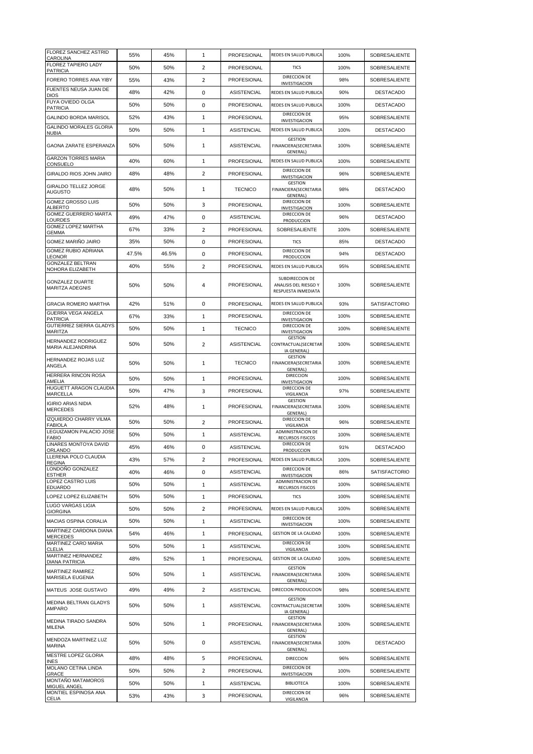| | | | | | | | |
|---|---|---|---|---|---|---|---|
| FLOREZ SANCHEZ ASTRID CAROLINA | 55% | 45% | 1 | PROFESIONAL | REDES EN SALUD PUBLICA | 100% | SOBRESALIENTE |
| FLOREZ TAPIERO LADY PATRICIA | 50% | 50% | 2 | PROFESIONAL | TICS | 100% | SOBRESALIENTE |
| FORERO TORRES ANA YIBY | 55% | 43% | 2 | PROFESIONAL | DIRECCION DE INVESTIGACION | 98% | SOBRESALIENTE |
| FUENTES NEUSA JUAN DE DIOS | 48% | 42% | 0 | ASISTENCIAL | REDES EN SALUD PUBLICA | 90% | DESTACADO |
| FUYA OVIEDO OLGA PATRICIA | 50% | 50% | 0 | PROFESIONAL | REDES EN SALUD PUBLICA | 100% | DESTACADO |
| GALINDO BORDA MARISOL | 52% | 43% | 1 | PROFESIONAL | DIRECCION DE INVESTIGACION | 95% | SOBRESALIENTE |
| GALINDO MORALES GLORIA NUBIA | 50% | 50% | 1 | ASISTENCIAL | REDES EN SALUD PUBLICA | 100% | DESTACADO |
| GAONA ZARATE ESPERANZA | 50% | 50% | 1 | ASISTENCIAL | GESTION FINANCIERA(SECRETARIA GENERAL) | 100% | SOBRESALIENTE |
| GARZON TORRES MARIA CONSUELO | 40% | 60% | 1 | PROFESIONAL | REDES EN SALUD PUBLICA | 100% | SOBRESALIENTE |
| GIRALDO RIOS JOHN JAIRO | 48% | 48% | 2 | PROFESIONAL | DIRECCION DE INVESTIGACION | 96% | SOBRESALIENTE |
| GIRALDO TELLEZ JORGE AUGUSTO | 48% | 50% | 1 | TECNICO | GESTION FINANCIERA(SECRETARIA GENERAL) | 98% | DESTACADO |
| GOMEZ GROSSO LUIS ALBERTO | 50% | 50% | 3 | PROFESIONAL | DIRECCION DE INVESTIGACION | 100% | SOBRESALIENTE |
| GOMEZ GUERRERO MARTA LOURDES | 49% | 47% | 0 | ASISTENCIAL | DIRECCION DE PRODUCCION | 96% | DESTACADO |
| GOMEZ LOPEZ MARTHA GEMMA | 67% | 33% | 2 | PROFESIONAL | SOBRESALIENTE | 100% | SOBRESALIENTE |
| GOMEZ MARIÑO JAIRO | 35% | 50% | 0 | PROFESIONAL | TICS | 85% | DESTACADO |
| GOMEZ RUBIO ADRIANA LEONOR | 47.5% | 46.5% | 0 | PROFESIONAL | DIRECCION DE PRODUCCION | 94% | DESTACADO |
| GONZALEZ BELTRAN NOHORA ELIZABETH | 40% | 55% | 2 | PROFESIONAL | REDES EN SALUD PUBLICA | 95% | SOBRESALIENTE |
| GONZALEZ DUARTE MARITZA ADEGNIS | 50% | 50% | 4 | PROFESIONAL | SUBDIRECCION DE ANALISIS DEL RIESGO Y RESPUESTA INMEDIATA | 100% | SOBRESALIENTE |
| GRACIA ROMERO MARTHA | 42% | 51% | 0 | PROFESIONAL | REDES EN SALUD PUBLICA | 93% | SATISFACTORIO |
| GUERRA VEGA ANGELA PATRICIA | 67% | 33% | 1 | PROFESIONAL | DIRECCION DE INVESTIGACION | 100% | SOBRESALIENTE |
| GUTIERREZ SIERRA GLADYS MARITZA | 50% | 50% | 1 | TECNICO | DIRECCION DE INVESTIGACION | 100% | SOBRESALIENTE |
| HERNANDEZ RODRIGUEZ MARIA ALEJANDRINA | 50% | 50% | 2 | ASISTENCIAL | GESTION CONTRACTUAL(SECRETARIA GENERAL) | 100% | SOBRESALIENTE |
| HERNANDEZ ROJAS LUZ ANGELA | 50% | 50% | 1 | TECNICO | GESTION FINANCIERA(SECRETARIA GENERAL) | 100% | SOBRESALIENTE |
| HERRERA RINCON ROSA AMELIA | 50% | 50% | 1 | PROFESIONAL | DIRECCION INVESTIGACION | 100% | SOBRESALIENTE |
| HUGUETT ARAGON CLAUDIA MARCELLA | 50% | 47% | 3 | PROFESIONAL | DIRECCION DE VIGILANCIA | 97% | SOBRESALIENTE |
| IGIRIO ARIAS NIDIA MERCEDES | 52% | 48% | 1 | PROFESIONAL | GESTION FINANCIERA(SECRETARIA GENERAL) | 100% | SOBRESALIENTE |
| IZQUIERDO CHARRY VILMA FABIOLA | 50% | 50% | 2 | PROFESIONAL | DIRECCION DE VIGILANCIA | 96% | SOBRESALIENTE |
| LEGUIZAMON PALACIO JOSE FABIO | 50% | 50% | 1 | ASISTENCIAL | ADMINISTRACION DE RECURSOS FISICOS | 100% | SOBRESALIENTE |
| LINARES MONTOYA DAVID ORLANDO | 45% | 46% | 0 | ASISTENCIAL | DIRECCION DE PRODUCCION | 91% | DESTACADO |
| LLERENA POLO CLAUDIA REGINA | 43% | 57% | 2 | PROFESIONAL | REDES EN SALUD PUBLICA | 100% | SOBRESALIENTE |
| LONDOÑO GONZALEZ ESTHER | 40% | 46% | 0 | ASISTENCIAL | DIRECCION DE INVESTIGACION | 86% | SATISFACTORIO |
| LOPEZ CASTRO LUIS EDUARDO | 50% | 50% | 1 | ASISTENCIAL | ADMINISTRACION DE RECURSOS FISICOS | 100% | SOBRESALIENTE |
| LOPEZ LOPEZ ELIZABETH | 50% | 50% | 1 | PROFESIONAL | TICS | 100% | SOBRESALIENTE |
| LUGO VARGAS LIGIA GIORGINA | 50% | 50% | 2 | PROFESIONAL | REDES EN SALUD PUBLICA | 100% | SOBRESALIENTE |
| MACIAS OSPINA CORALIA | 50% | 50% | 1 | ASISTENCIAL | DIRECCION DE INVESTIGACION | 100% | SOBRESALIENTE |
| MARTINEZ CARDONA DIANA MERCEDES | 54% | 46% | 1 | PROFESIONAL | GESTION DE LA CALIDAD | 100% | SOBRESALIENTE |
| MARTINEZ CARO MARIA CLELIA | 50% | 50% | 1 | ASISTENCIAL | DIRECCION DE VIGILANCIA | 100% | SOBRESALIENTE |
| MARTINEZ HERNANDEZ DIANA PATRICIA | 48% | 52% | 1 | PROFESIONAL | GESTION DE LA CALIDAD | 100% | SOBRESALIENTE |
| MARTINEZ RAMIREZ MARISELA EUGENIA | 50% | 50% | 1 | ASISTENCIAL | GESTION FINANCIERA(SECRETARIA GENERAL) | 100% | SOBRESALIENTE |
| MATEUS JOSE GUSTAVO | 49% | 49% | 2 | ASISTENCIAL | DIRECCION PRODUCCION | 98% | SOBRESALIENTE |
| MEDINA BELTRAN GLADYS AMPARO | 50% | 50% | 1 | ASISTENCIAL | GESTION CONTRACTUAL(SECRETARIA GENERAL) | 100% | SOBRESALIENTE |
| MEDINA TIRADO SANDRA MILENA | 50% | 50% | 1 | PROFESIONAL | GESTION FINANCIERA(SECRETARIA GENERAL) | 100% | SOBRESALIENTE |
| MENDOZA MARTINEZ LUZ MARINA | 50% | 50% | 0 | ASISTENCIAL | GESTION FINANCIERA(SECRETARIA GENERAL) | 100% | DESTACADO |
| MESTRE LOPEZ GLORIA INES | 48% | 48% | 5 | PROFESIONAL | DIRECCION | 96% | SOBRESALIENTE |
| MOLANO CETINA LINDA GRACE | 50% | 50% | 2 | PROFESIONAL | DIRECCION DE INVESTIGACION | 100% | SOBRESALIENTE |
| MONTAÑO MATAMOROS MIGUEL ANGEL | 50% | 50% | 1 | ASISTENCIAL | BIBLIOTECA | 100% | SOBRESALIENTE |
| MONTIEL ESPINOSA ANA CELIA | 53% | 43% | 3 | PROFESIONAL | DIRECCION DE VIGILANCIA | 96% | SOBRESALIENTE |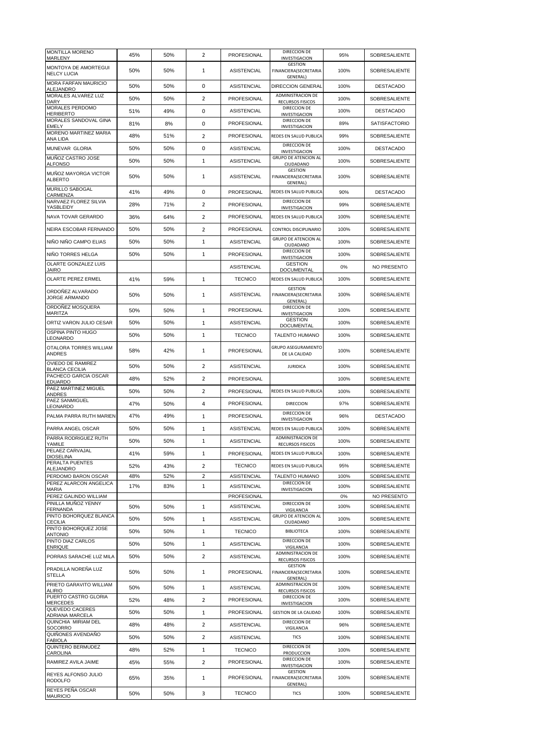| | | | | | | | |
|---|---|---|---|---|---|---|---|
| MONTILLA MORENO MARLENY | 45% | 50% | 2 | PROFESIONAL | DIRECCION DE INVESTIGACION | 95% | SOBRESALIENTE |
| MONTOYA DE AMORTEGUI NELCY LUCIA | 50% | 50% | 1 | ASISTENCIAL | GESTION FINANCIERA(SECRETARIA GENERAL) | 100% | SOBRESALIENTE |
| MORA FARFAN MAURICIO ALEJANDRO | 50% | 50% | 0 | ASISTENCIAL | DIRECCION GENERAL | 100% | DESTACADO |
| MORALES ALVAREZ LUZ DARY | 50% | 50% | 2 | PROFESIONAL | ADMINISTRACION DE RECURSOS FISICOS | 100% | SOBRESALIENTE |
| MORALES PERDOMO HERIBERTO | 51% | 49% | 0 | ASISTENCIAL | DIRECCION DE INVESTIGACION | 100% | DESTACADO |
| MORALES SANDOVAL GINA EMELY | 81% | 8% | 0 | PROFESIONAL | DIRECCION DE INVESTIGACION | 89% | SATISFACTORIO |
| MORENO MARTINEZ MARIA ANA LIDA | 48% | 51% | 2 | PROFESIONAL | REDES EN SALUD PUBLICA | 99% | SOBRESALIENTE |
| MUNEVAR GLORIA | 50% | 50% | 0 | ASISTENCIAL | DIRECCION DE INVESTIGACION | 100% | DESTACADO |
| MUÑOZ CASTRO JOSE ALFONSO | 50% | 50% | 1 | ASISTENCIAL | GRUPO DE ATENCION AL CIUDADANO | 100% | SOBRESALIENTE |
| MUÑOZ MAYORGA VICTOR ALBERTO | 50% | 50% | 1 | ASISTENCIAL | GESTION FINANCIERA(SECRETARIA GENERAL) | 100% | SOBRESALIENTE |
| MURILLO SABOGAL CARMENZA | 41% | 49% | 0 | PROFESIONAL | REDES EN SALUD PUBLICA | 90% | DESTACADO |
| NARVAEZ FLOREZ SILVIA YASBLEIDY | 28% | 71% | 2 | PROFESIONAL | DIRECCION DE INVESTIGACION | 99% | SOBRESALIENTE |
| NAVA TOVAR GERARDO | 36% | 64% | 2 | PROFESIONAL | REDES EN SALUD PUBLICA | 100% | SOBRESALIENTE |
| NEIRA ESCOBAR FERNANDO | 50% | 50% | 2 | PROFESIONAL | CONTROL DISCIPLINARIO | 100% | SOBRESALIENTE |
| NIÑO NIÑO CAMPO ELIAS | 50% | 50% | 1 | ASISTENCIAL | GRUPO DE ATENCION AL CIUDADANO | 100% | SOBRESALIENTE |
| NIÑO TORRES HELGA | 50% | 50% | 1 | PROFESIONAL | DIRECCION DE INVESTIGACION | 100% | SOBRESALIENTE |
| OLARTE GONZALEZ LUIS JAIRO | | | | ASISTENCIAL | GESTION DOCUMENTAL | 0% | NO PRESENTO |
| OLARTE PEREZ ERMEL | 41% | 59% | 1 | TECNICO | REDES EN SALUD PUBLICA | 100% | SOBRESALIENTE |
| ORDOÑEZ ALVARADO JORGE ARMANDO | 50% | 50% | 1 | ASISTENCIAL | GESTION FINANCIERA(SECRETARIA GENERAL) | 100% | SOBRESALIENTE |
| ORDOÑEZ MOSQUERA MARITZA | 50% | 50% | 1 | PROFESIONAL | DIRECCION DE INVESTIGACION | 100% | SOBRESALIENTE |
| ORTIZ VARON JULIO CESAR | 50% | 50% | 1 | ASISTENCIAL | GESTION DOCUMENTAL | 100% | SOBRESALIENTE |
| OSPINA PINTO HUGO LEONARDO | 50% | 50% | 1 | TECNICO | TALENTO HUMANO | 100% | SOBRESALIENTE |
| OTALORA TORRES WILLIAM ANDRES | 58% | 42% | 1 | PROFESIONAL | GRUPO ASEGURAMIENTO DE LA CALIDAD | 100% | SOBRESALIENTE |
| OVIEDO DE RAMIREZ BLANCA CECILIA | 50% | 50% | 2 | ASISTENCIAL | JURIDICA | 100% | SOBRESALIENTE |
| PACHECO GARCIA OSCAR EDUARDO | 48% | 52% | 2 | PROFESIONAL | | 100% | SOBRESALIENTE |
| PAEZ MARTINEZ MIGUEL ANDRES | 50% | 50% | 2 | PROFESIONAL | REDES EN SALUD PUBLICA | 100% | SOBRESALIENTE |
| PAEZ SANMIGUEL LEONARDO | 47% | 50% | 4 | PROFESIONAL | DIRECCION | 97% | SOBRESALIENTE |
| PALMA PARRA RUTH MARIEN | 47% | 49% | 1 | PROFESIONAL | DIRECCION DE INVESTIGACION | 96% | DESTACADO |
| PARRA ANGEL OSCAR | 50% | 50% | 1 | ASISTENCIAL | REDES EN SALUD PUBLICA | 100% | SOBRESALIENTE |
| PARRA RODRIGUEZ RUTH YAMILE | 50% | 50% | 1 | ASISTENCIAL | ADMINISTRACION DE RECURSOS FISICOS | 100% | SOBRESALIENTE |
| PELAEZ CARVAJAL DIOSELINA | 41% | 59% | 1 | PROFESIONAL | REDES EN SALUD PUBLICA | 100% | SOBRESALIENTE |
| PERALTA PUENTES ALEJANDRO | 52% | 43% | 2 | TECNICO | REDES EN SALUD PUBLICA | 95% | SOBRESALIENTE |
| PERDOMO BARON OSCAR | 48% | 52% | 2 | ASISTENCIAL | TALENTO HUMANO | 100% | SOBRESALIENTE |
| PEREZ ALARCON ANGELICA MARIA | 17% | 83% | 1 | ASISTENCIAL | DIRECCION DE INVESTIGACION | 100% | SOBRESALIENTE |
| PEREZ GALINDO WILLIAM | | | | PROFESIONAL | | 0% | NO PRESENTO |
| PINILLA MUÑOZ YENNY FERNANDA | 50% | 50% | 1 | ASISTENCIAL | DIRECCION DE VIGILANCIA | 100% | SOBRESALIENTE |
| PINTO BOHORQUEZ BLANCA CECILIA | 50% | 50% | 1 | ASISTENCIAL | GRUPO DE ATENCION AL CIUDADANO | 100% | SOBRESALIENTE |
| PINTO BOHORQUEZ JOSE ANTONIO | 50% | 50% | 1 | TECNICO | BIBLIOTECA | 100% | SOBRESALIENTE |
| PINTO DIAZ CARLOS ENRIQUE | 50% | 50% | 1 | ASISTENCIAL | DIRECCION DE VIGILANCIA | 100% | SOBRESALIENTE |
| PORRAS SARACHE LUZ MILA | 50% | 50% | 2 | ASISTENCIAL | ADMINISTRACION DE RECURSOS FISICOS | 100% | SOBRESALIENTE |
| PRADILLA NOREÑA LUZ STELLA | 50% | 50% | 1 | PROFESIONAL | GESTION FINANCIERA(SECRETARIA GENERAL) | 100% | SOBRESALIENTE |
| PRIETO GARAVITO WILLIAM ALIRIO | 50% | 50% | 1 | ASISTENCIAL | ADMINISTRACION DE RECURSOS FISICOS | 100% | SOBRESALIENTE |
| PUERTO CASTRO GLORIA MERCEDES | 52% | 48% | 2 | PROFESIONAL | DIRECCION DE INVESTIGACION | 100% | SOBRESALIENTE |
| QUEVEDO CACERES ADRIANA MARCELA | 50% | 50% | 1 | PROFESIONAL | GESTION DE LA CALIDAD | 100% | SOBRESALIENTE |
| QUINCHIA MIRIAM DEL SOCORRO | 48% | 48% | 2 | ASISTENCIAL | DIRECCION DE VIGILANCIA | 96% | SOBRESALIENTE |
| QUIÑONES AVENDAÑO FABIOLA | 50% | 50% | 2 | ASISTENCIAL | TICS | 100% | SOBRESALIENTE |
| QUINTERO BERMUDEZ CAROLINA | 48% | 52% | 1 | TECNICO | DIRECCION DE PRODUCCION | 100% | SOBRESALIENTE |
| RAMIREZ AVILA JAIME | 45% | 55% | 2 | PROFESIONAL | DIRECCION DE INVESTIGACION | 100% | SOBRESALIENTE |
| REYES ALFONSO JULIO RODOLFO | 65% | 35% | 1 | PROFESIONAL | GESTION FINANCIERA(SECRETARIA GENERAL) | 100% | SOBRESALIENTE |
| REYES PEÑA OSCAR MAURICIO | 50% | 50% | 3 | TECNICO | TICS | 100% | SOBRESALIENTE |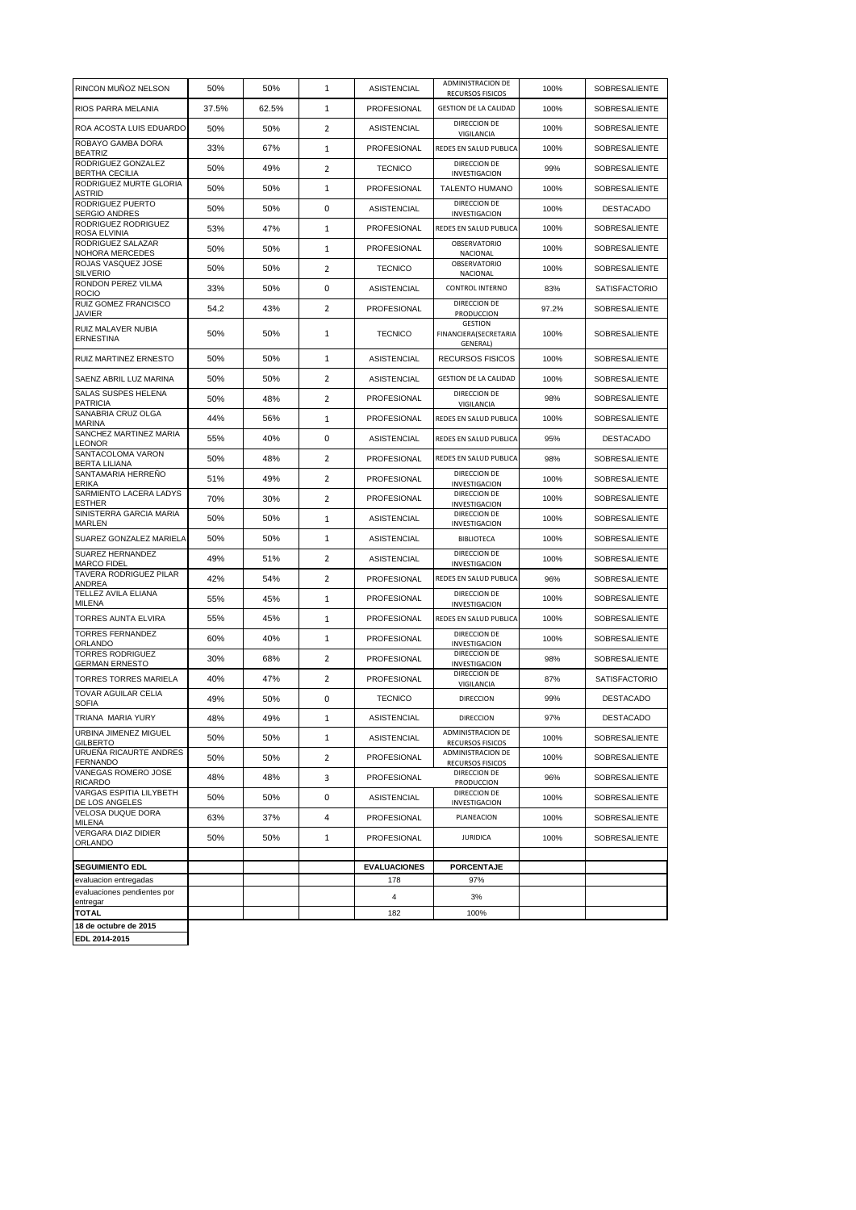| | | | | | | | |
|---|---|---|---|---|---|---|---|
| RINCON MUÑOZ NELSON | 50% | 50% | 1 | ASISTENCIAL | ADMINISTRACION DE RECURSOS FISICOS | 100% | SOBRESALIENTE |
| RIOS PARRA MELANIA | 37.5% | 62.5% | 1 | PROFESIONAL | GESTION DE LA CALIDAD | 100% | SOBRESALIENTE |
| ROA ACOSTA LUIS EDUARDO | 50% | 50% | 2 | ASISTENCIAL | DIRECCION DE VIGILANCIA | 100% | SOBRESALIENTE |
| ROBAYO GAMBA DORA BEATRIZ | 33% | 67% | 1 | PROFESIONAL | REDES EN SALUD PUBLICA | 100% | SOBRESALIENTE |
| RODRIGUEZ GONZALEZ BERTHA CECILIA | 50% | 49% | 2 | TECNICO | DIRECCION DE INVESTIGACION | 99% | SOBRESALIENTE |
| RODRIGUEZ MURTE GLORIA ASTRID | 50% | 50% | 1 | PROFESIONAL | TALENTO HUMANO | 100% | SOBRESALIENTE |
| RODRIGUEZ PUERTO SERGIO ANDRES | 50% | 50% | 0 | ASISTENCIAL | DIRECCION DE INVESTIGACION | 100% | DESTACADO |
| RODRIGUEZ RODRIGUEZ ROSA ELVINIA | 53% | 47% | 1 | PROFESIONAL | REDES EN SALUD PUBLICA | 100% | SOBRESALIENTE |
| RODRIGUEZ SALAZAR NOHORA MERCEDES | 50% | 50% | 1 | PROFESIONAL | OBSERVATORIO NACIONAL | 100% | SOBRESALIENTE |
| ROJAS VASQUEZ JOSE SILVERIO | 50% | 50% | 2 | TECNICO | OBSERVATORIO NACIONAL | 100% | SOBRESALIENTE |
| RONDON PEREZ VILMA ROCIO | 33% | 50% | 0 | ASISTENCIAL | CONTROL INTERNO | 83% | SATISFACTORIO |
| RUIZ GOMEZ FRANCISCO JAVIER | 54.2 | 43% | 2 | PROFESIONAL | DIRECCION DE PRODUCCION | 97.2% | SOBRESALIENTE |
| RUIZ MALAVER NUBIA ERNESTINA | 50% | 50% | 1 | TECNICO | GESTION FINANCIERA(SECRETARIA GENERAL) | 100% | SOBRESALIENTE |
| RUIZ MARTINEZ ERNESTO | 50% | 50% | 1 | ASISTENCIAL | RECURSOS FISICOS | 100% | SOBRESALIENTE |
| SAENZ ABRIL LUZ MARINA | 50% | 50% | 2 | ASISTENCIAL | GESTION DE LA CALIDAD | 100% | SOBRESALIENTE |
| SALAS SUSPES HELENA PATRICIA | 50% | 48% | 2 | PROFESIONAL | DIRECCION DE VIGILANCIA | 98% | SOBRESALIENTE |
| SANABRIA CRUZ OLGA MARINA | 44% | 56% | 1 | PROFESIONAL | REDES EN SALUD PUBLICA | 100% | SOBRESALIENTE |
| SANCHEZ MARTINEZ MARIA LEONOR | 55% | 40% | 0 | ASISTENCIAL | REDES EN SALUD PUBLICA | 95% | DESTACADO |
| SANTACOLOMA VARON BERTA LILIANA | 50% | 48% | 2 | PROFESIONAL | REDES EN SALUD PUBLICA | 98% | SOBRESALIENTE |
| SANTAMARIA HERREÑO ERIKA | 51% | 49% | 2 | PROFESIONAL | DIRECCION DE INVESTIGACION | 100% | SOBRESALIENTE |
| SARMIENTO LACERA LADYS ESTHER | 70% | 30% | 2 | PROFESIONAL | DIRECCION DE INVESTIGACION | 100% | SOBRESALIENTE |
| SINISTERRA GARCIA MARIA MARLEN | 50% | 50% | 1 | ASISTENCIAL | DIRECCION DE INVESTIGACION | 100% | SOBRESALIENTE |
| SUAREZ GONZALEZ MARIELA | 50% | 50% | 1 | ASISTENCIAL | BIBLIOTECA | 100% | SOBRESALIENTE |
| SUAREZ HERNANDEZ MARCO FIDEL | 49% | 51% | 2 | ASISTENCIAL | DIRECCION DE INVESTIGACION | 100% | SOBRESALIENTE |
| TAVERA RODRIGUEZ PILAR ANDREA | 42% | 54% | 2 | PROFESIONAL | REDES EN SALUD PUBLICA | 96% | SOBRESALIENTE |
| TELLEZ AVILA ELIANA MILENA | 55% | 45% | 1 | PROFESIONAL | DIRECCION DE INVESTIGACION | 100% | SOBRESALIENTE |
| TORRES AUNTA ELVIRA | 55% | 45% | 1 | PROFESIONAL | REDES EN SALUD PUBLICA | 100% | SOBRESALIENTE |
| TORRES FERNANDEZ ORLANDO | 60% | 40% | 1 | PROFESIONAL | DIRECCION DE INVESTIGACION | 100% | SOBRESALIENTE |
| TORRES RODRIGUEZ GERMAN ERNESTO | 30% | 68% | 2 | PROFESIONAL | DIRECCION DE INVESTIGACION | 98% | SOBRESALIENTE |
| TORRES TORRES MARIELA | 40% | 47% | 2 | PROFESIONAL | DIRECCION DE VIGILANCIA | 87% | SATISFACTORIO |
| TOVAR AGUILAR CELIA SOFIA | 49% | 50% | 0 | TECNICO | DIRECCION | 99% | DESTACADO |
| TRIANA MARIA YURY | 48% | 49% | 1 | ASISTENCIAL | DIRECCION | 97% | DESTACADO |
| URBINA JIMENEZ MIGUEL GILBERTO | 50% | 50% | 1 | ASISTENCIAL | ADMINISTRACION DE RECURSOS FISICOS | 100% | SOBRESALIENTE |
| URUEÑA RICAURTE ANDRES FERNANDO | 50% | 50% | 2 | PROFESIONAL | ADMINISTRACION DE RECURSOS FISICOS | 100% | SOBRESALIENTE |
| VANEGAS ROMERO JOSE RICARDO | 48% | 48% | 3 | PROFESIONAL | DIRECCION DE PRODUCCION | 96% | SOBRESALIENTE |
| VARGAS ESPITIA LILYBETH DE LOS ANGELES | 50% | 50% | 0 | ASISTENCIAL | DIRECCION DE INVESTIGACION | 100% | SOBRESALIENTE |
| VELOSA DUQUE DORA MILENA | 63% | 37% | 4 | PROFESIONAL | PLANEACION | 100% | SOBRESALIENTE |
| VERGARA DIAZ DIDIER ORLANDO | 50% | 50% | 1 | PROFESIONAL | JURIDICA | 100% | SOBRESALIENTE |
| | | | | | | | |
| **SEGUIMIENTO EDL** | | | | **EVALUACIONES** | **PORCENTAJE** | | |
| evaluacion entregadas | | | | 178 | 97% | | |
| evaluaciones pendientes por entregar | | | | 4 | 3% | | |
| **TOTAL** | | | | 182 | 100% | | |
| **18 de octubre de 2015** | | | | | | | |
| **EDL 2014-2015** | | | | | | | |